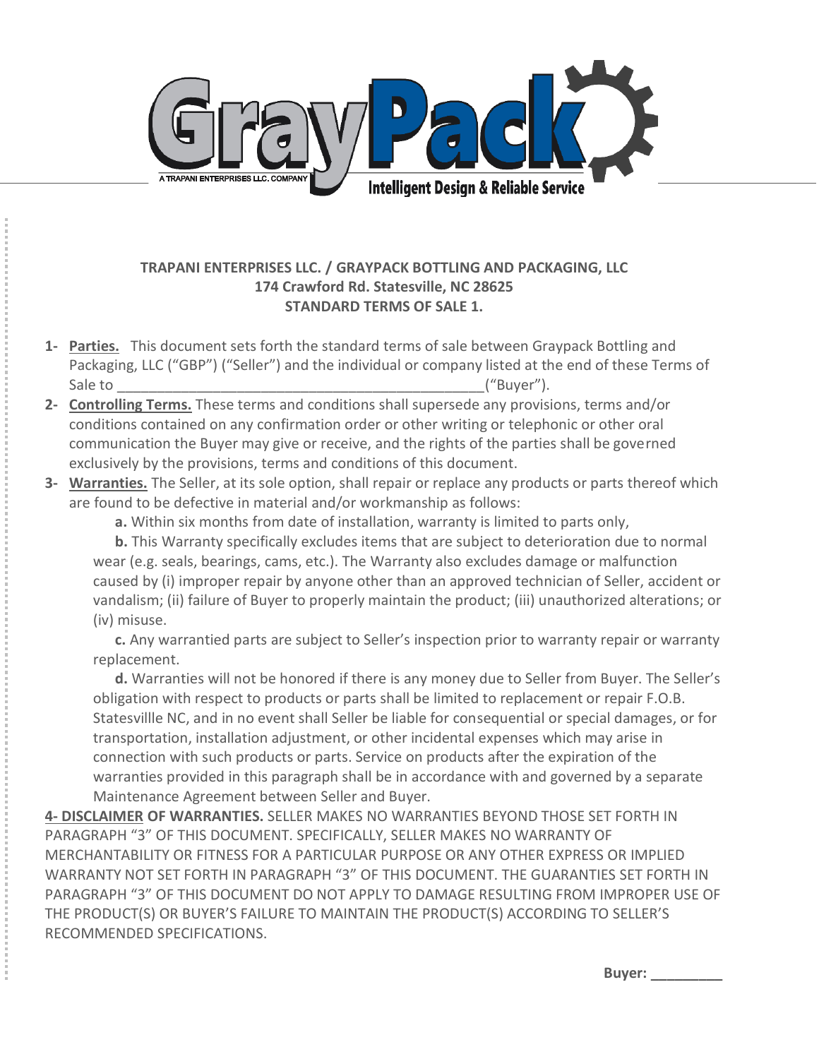**TRAPANI ENTERPRISES LLC. / GRAYPACK BOTTLING AND PACKAGING, LLC**
**174 Crawford Rd. Statesville, NC 28625**
**STANDARD TERMS OF SALE 1.**

1- **Parties.** This document sets forth the standard terms of sale between Graypack Bottling and Packaging, LLC ("GBP") ("Seller") and the individual or company listed at the end of these Terms of Sale to ______________________________________________("Buyer").

2- **Controlling Terms.** These terms and conditions shall supersede any provisions, terms and/or conditions contained on any confirmation order or other writing or telephonic or other oral communication the Buyer may give or receive, and the rights of the parties shall be governed exclusively by the provisions, terms and conditions of this document.

3- **Warranties.** The Seller, at its sole option, shall repair or replace any products or parts thereof which are found to be defective in material and/or workmanship as follows:

   **a.** Within six months from date of installation, warranty is limited to parts only,

   **b.** This Warranty specifically excludes items that are subject to deterioration due to normal wear (e.g. seals, bearings, cams, etc.). The Warranty also excludes damage or malfunction caused by (i) improper repair by anyone other than an approved technician of Seller, accident or vandalism; (ii) failure of Buyer to properly maintain the product; (iii) unauthorized alterations; or (iv) misuse.

   **c.** Any warrantied parts are subject to Seller's inspection prior to warranty repair or warranty replacement.

   **d.** Warranties will not be honored if there is any money due to Seller from Buyer. The Seller's obligation with respect to products or parts shall be limited to replacement or repair F.O.B. Statesvillle NC, and in no event shall Seller be liable for consequential or special damages, or for transportation, installation adjustment, or other incidental expenses which may arise in connection with such products or parts. Service on products after the expiration of the warranties provided in this paragraph shall be in accordance with and governed by a separate Maintenance Agreement between Seller and Buyer.

**4- DISCLAIMER OF WARRANTIES.** SELLER MAKES NO WARRANTIES BEYOND THOSE SET FORTH IN PARAGRAPH "3" OF THIS DOCUMENT. SPECIFICALLY, SELLER MAKES NO WARRANTY OF MERCHANTABILITY OR FITNESS FOR A PARTICULAR PURPOSE OR ANY OTHER EXPRESS OR IMPLIED WARRANTY NOT SET FORTH IN PARAGRAPH "3" OF THIS DOCUMENT. THE GUARANTIES SET FORTH IN PARAGRAPH "3" OF THIS DOCUMENT DO NOT APPLY TO DAMAGE RESULTING FROM IMPROPER USE OF THE PRODUCT(S) OR BUYER'S FAILURE TO MAINTAIN THE PRODUCT(S) ACCORDING TO SELLER'S RECOMMENDED SPECIFICATIONS.

**Buyer: _________**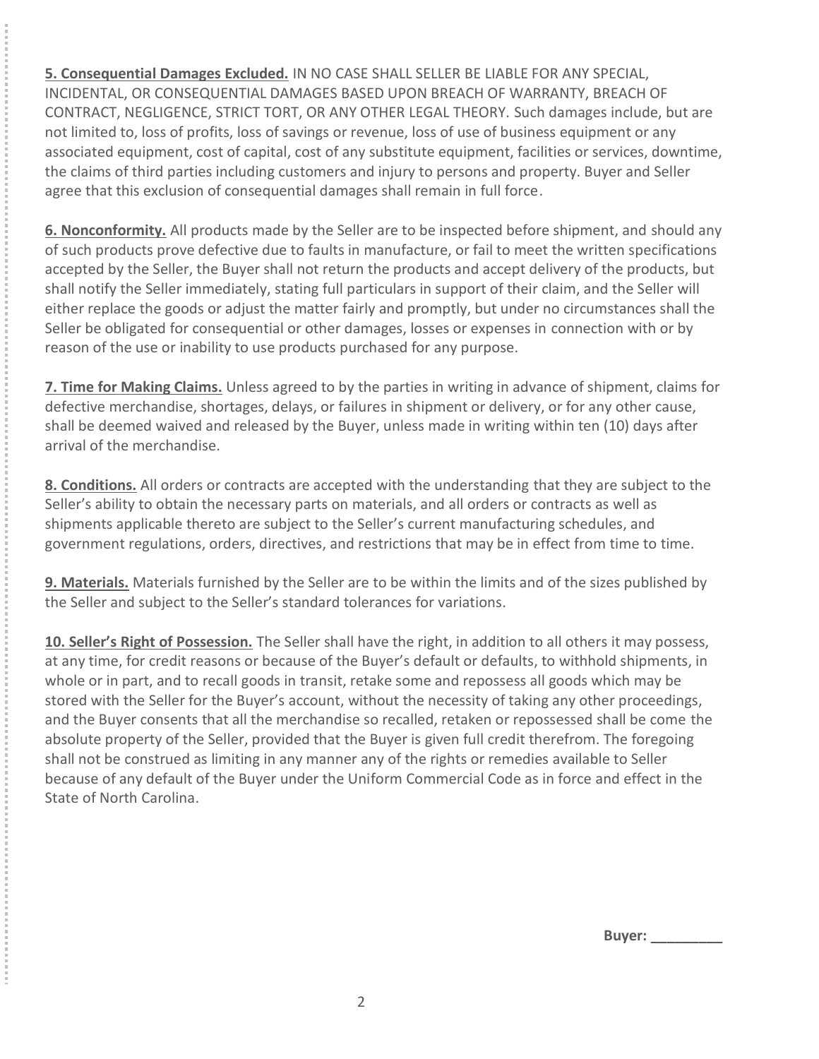**5. Consequential Damages Excluded.** IN NO CASE SHALL SELLER BE LIABLE FOR ANY SPECIAL, INCIDENTAL, OR CONSEQUENTIAL DAMAGES BASED UPON BREACH OF WARRANTY, BREACH OF CONTRACT, NEGLIGENCE, STRICT TORT, OR ANY OTHER LEGAL THEORY. Such damages include, but are not limited to, loss of profits, loss of savings or revenue, loss of use of business equipment or any associated equipment, cost of capital, cost of any substitute equipment, facilities or services, downtime, the claims of third parties including customers and injury to persons and property. Buyer and Seller agree that this exclusion of consequential damages shall remain in full force.

**6. Nonconformity.** All products made by the Seller are to be inspected before shipment, and should any of such products prove defective due to faults in manufacture, or fail to meet the written specifications accepted by the Seller, the Buyer shall not return the products and accept delivery of the products, but shall notify the Seller immediately, stating full particulars in support of their claim, and the Seller will either replace the goods or adjust the matter fairly and promptly, but under no circumstances shall the Seller be obligated for consequential or other damages, losses or expenses in connection with or by reason of the use or inability to use products purchased for any purpose.

**7. Time for Making Claims.** Unless agreed to by the parties in writing in advance of shipment, claims for defective merchandise, shortages, delays, or failures in shipment or delivery, or for any other cause, shall be deemed waived and released by the Buyer, unless made in writing within ten (10) days after arrival of the merchandise.

**8. Conditions.** All orders or contracts are accepted with the understanding that they are subject to the Seller's ability to obtain the necessary parts on materials, and all orders or contracts as well as shipments applicable thereto are subject to the Seller's current manufacturing schedules, and government regulations, orders, directives, and restrictions that may be in effect from time to time.

**9. Materials.** Materials furnished by the Seller are to be within the limits and of the sizes published by the Seller and subject to the Seller's standard tolerances for variations.

**10. Seller's Right of Possession.** The Seller shall have the right, in addition to all others it may possess, at any time, for credit reasons or because of the Buyer's default or defaults, to withhold shipments, in whole or in part, and to recall goods in transit, retake some and repossess all goods which may be stored with the Seller for the Buyer's account, without the necessity of taking any other proceedings, and the Buyer consents that all the merchandise so recalled, retaken or repossessed shall be come the absolute property of the Seller, provided that the Buyer is given full credit therefrom. The foregoing shall not be construed as limiting in any manner any of the rights or remedies available to Seller because of any default of the Buyer under the Uniform Commercial Code as in force and effect in the State of North Carolina.

**Buyer: _________**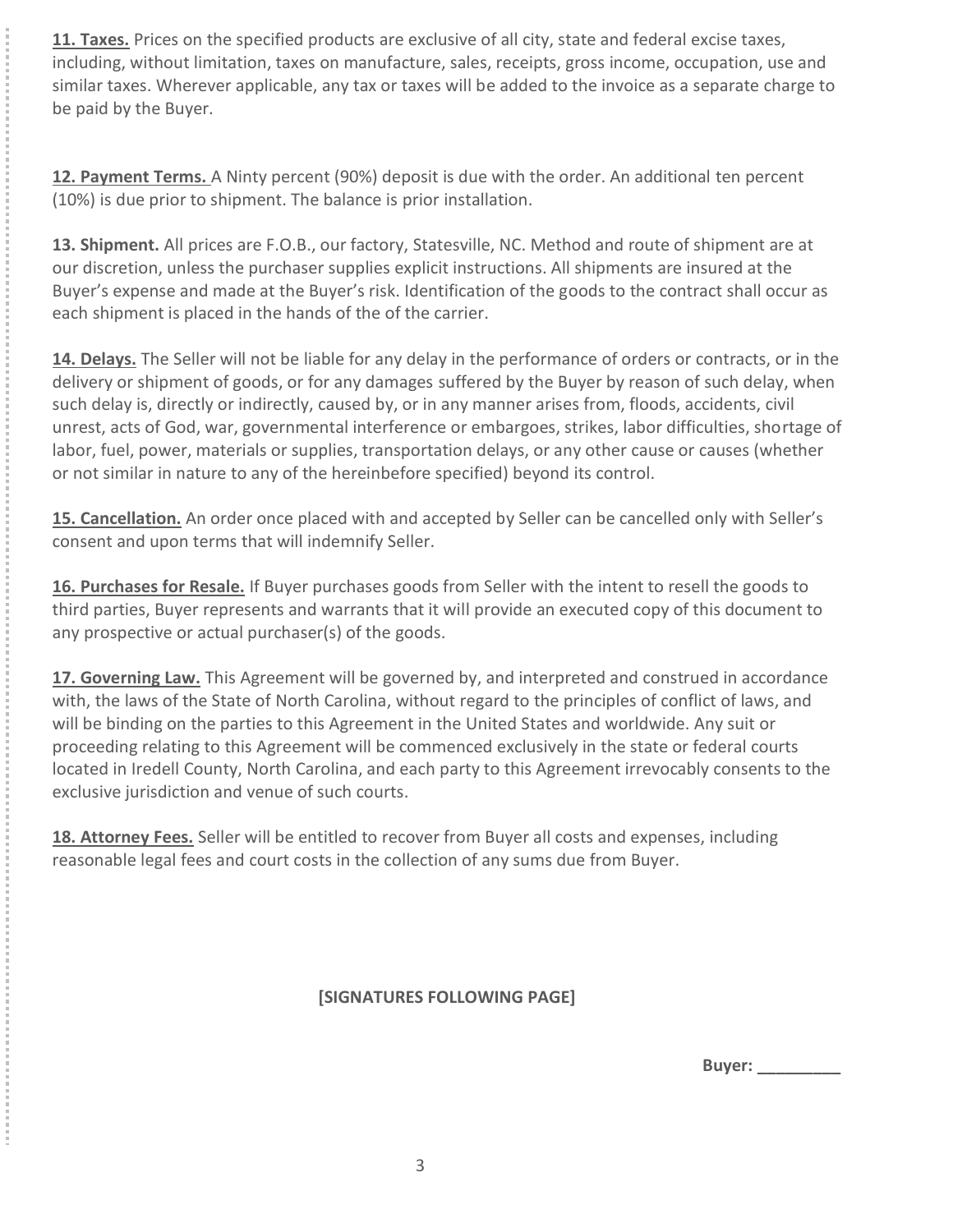**11. Taxes.** Prices on the specified products are exclusive of all city, state and federal excise taxes, including, without limitation, taxes on manufacture, sales, receipts, gross income, occupation, use and similar taxes. Wherever applicable, any tax or taxes will be added to the invoice as a separate charge to be paid by the Buyer.

**12. Payment Terms.** A Ninty percent (90%) deposit is due with the order. An additional ten percent (10%) is due prior to shipment. The balance is prior installation.

**13. Shipment.** All prices are F.O.B., our factory, Statesville, NC. Method and route of shipment are at our discretion, unless the purchaser supplies explicit instructions. All shipments are insured at the Buyer's expense and made at the Buyer's risk. Identification of the goods to the contract shall occur as each shipment is placed in the hands of the of the carrier.

**14. Delays.** The Seller will not be liable for any delay in the performance of orders or contracts, or in the delivery or shipment of goods, or for any damages suffered by the Buyer by reason of such delay, when such delay is, directly or indirectly, caused by, or in any manner arises from, floods, accidents, civil unrest, acts of God, war, governmental interference or embargoes, strikes, labor difficulties, shortage of labor, fuel, power, materials or supplies, transportation delays, or any other cause or causes (whether or not similar in nature to any of the hereinbefore specified) beyond its control.

**15. Cancellation.** An order once placed with and accepted by Seller can be cancelled only with Seller's consent and upon terms that will indemnify Seller.

**16. Purchases for Resale.** If Buyer purchases goods from Seller with the intent to resell the goods to third parties, Buyer represents and warrants that it will provide an executed copy of this document to any prospective or actual purchaser(s) of the goods.

**17. Governing Law.** This Agreement will be governed by, and interpreted and construed in accordance with, the laws of the State of North Carolina, without regard to the principles of conflict of laws, and will be binding on the parties to this Agreement in the United States and worldwide. Any suit or proceeding relating to this Agreement will be commenced exclusively in the state or federal courts located in Iredell County, North Carolina, and each party to this Agreement irrevocably consents to the exclusive jurisdiction and venue of such courts.

**18. Attorney Fees.** Seller will be entitled to recover from Buyer all costs and expenses, including reasonable legal fees and court costs in the collection of any sums due from Buyer.

**[SIGNATURES FOLLOWING PAGE]**

**Buyer: _________**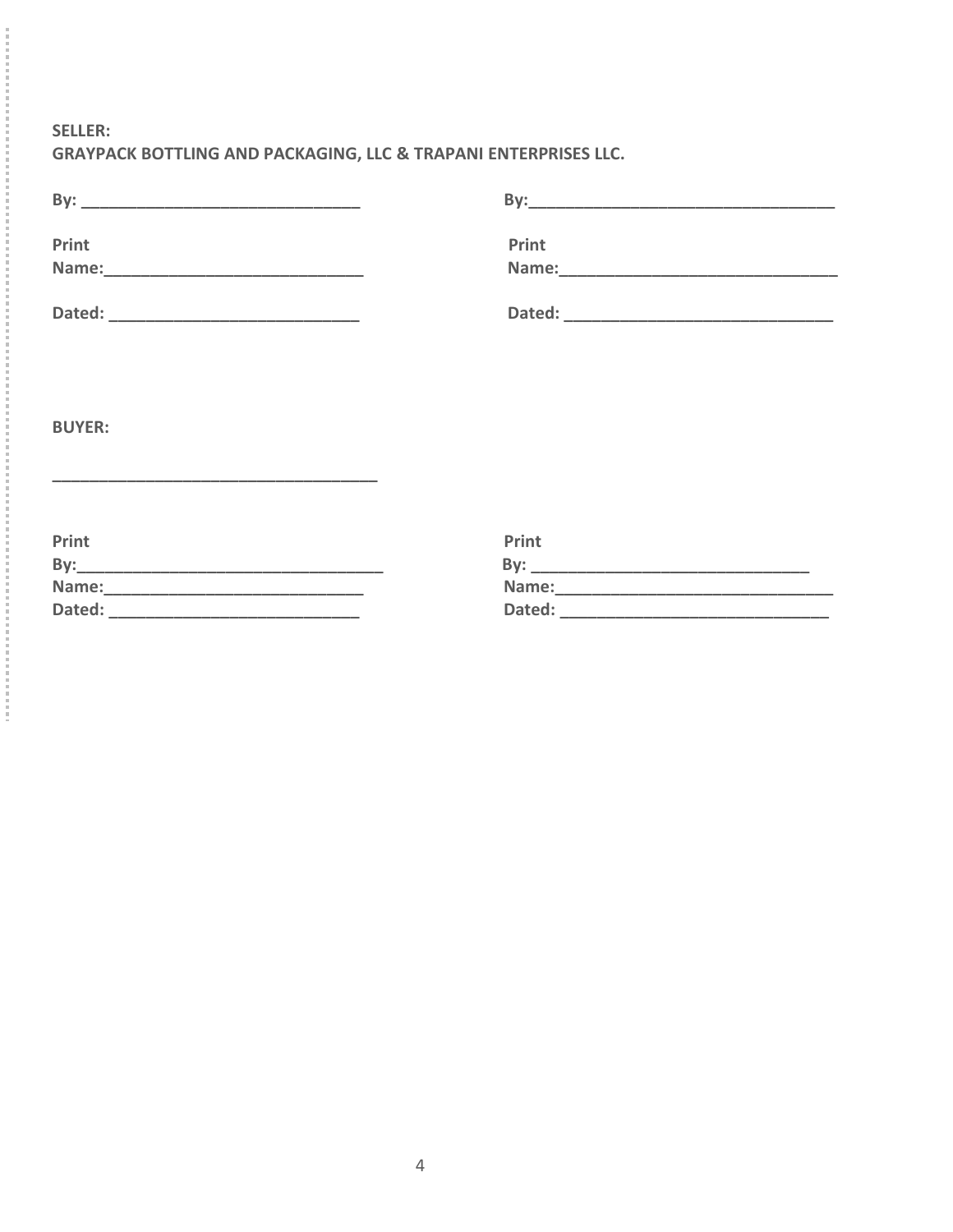**SELLER:**
**GRAYPACK BOTTLING AND PACKAGING, LLC & TRAPANI ENTERPRISES LLC.**

**By: ______________________________**

**Print**
**Name:____________________________**

**Dated: ___________________________**

**By:_________________________________**

**Print**
**Name:______________________________**

**Dated: _____________________________**

**BUYER:**

**___________________________________**

**Print**
**By:_______________________________**
**Name:____________________________**
**Dated: ___________________________**

**Print**
**By: ______________________________**
**Name:_____________________________**
**Dated: ____________________________**